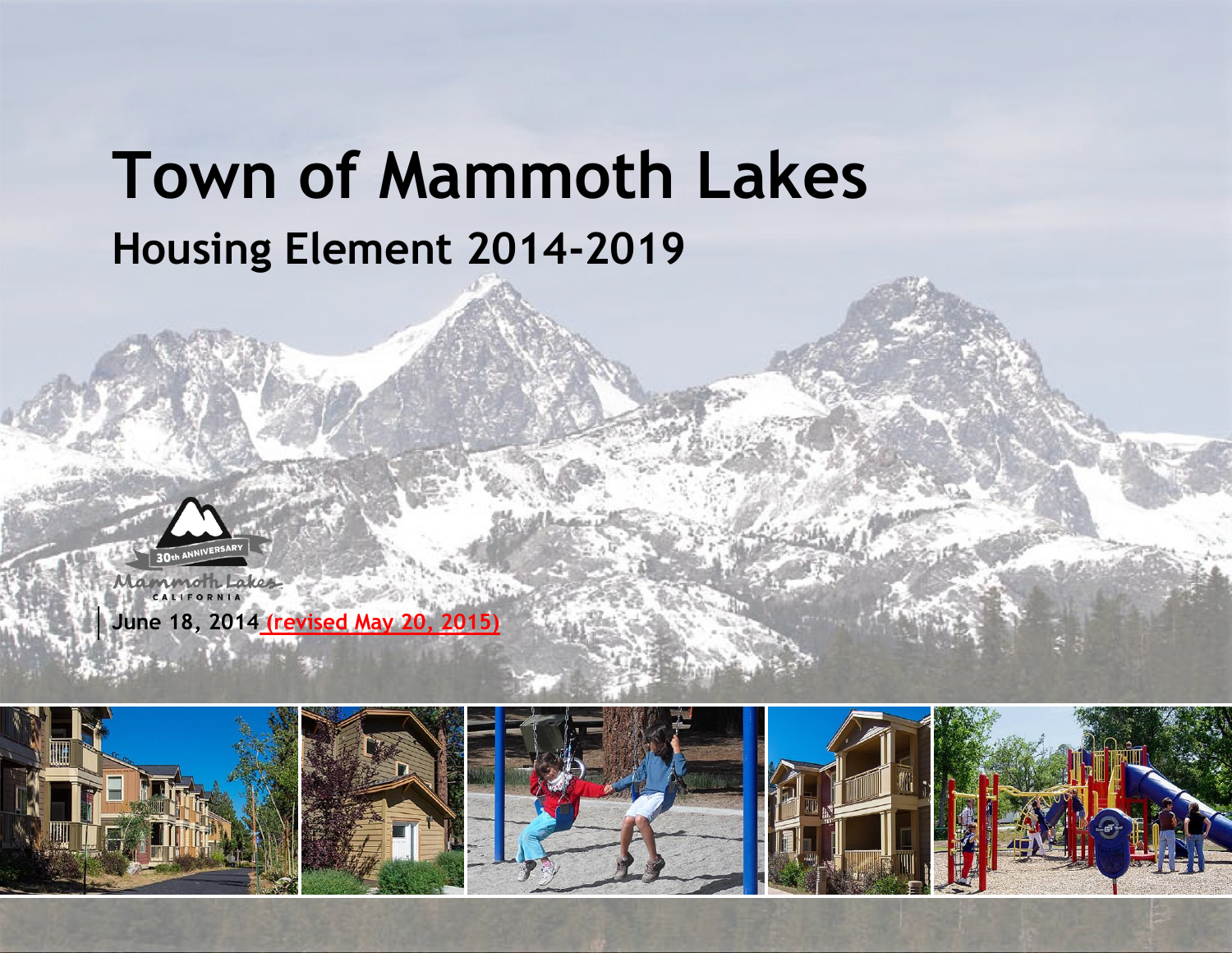# Town of Mammoth Lakes

## Housing Element 2014-2019

30th ANNIVERSARY

Mammoth Lakes

CALIFORNIA

June 18, 2014 (revised May 20, 2015)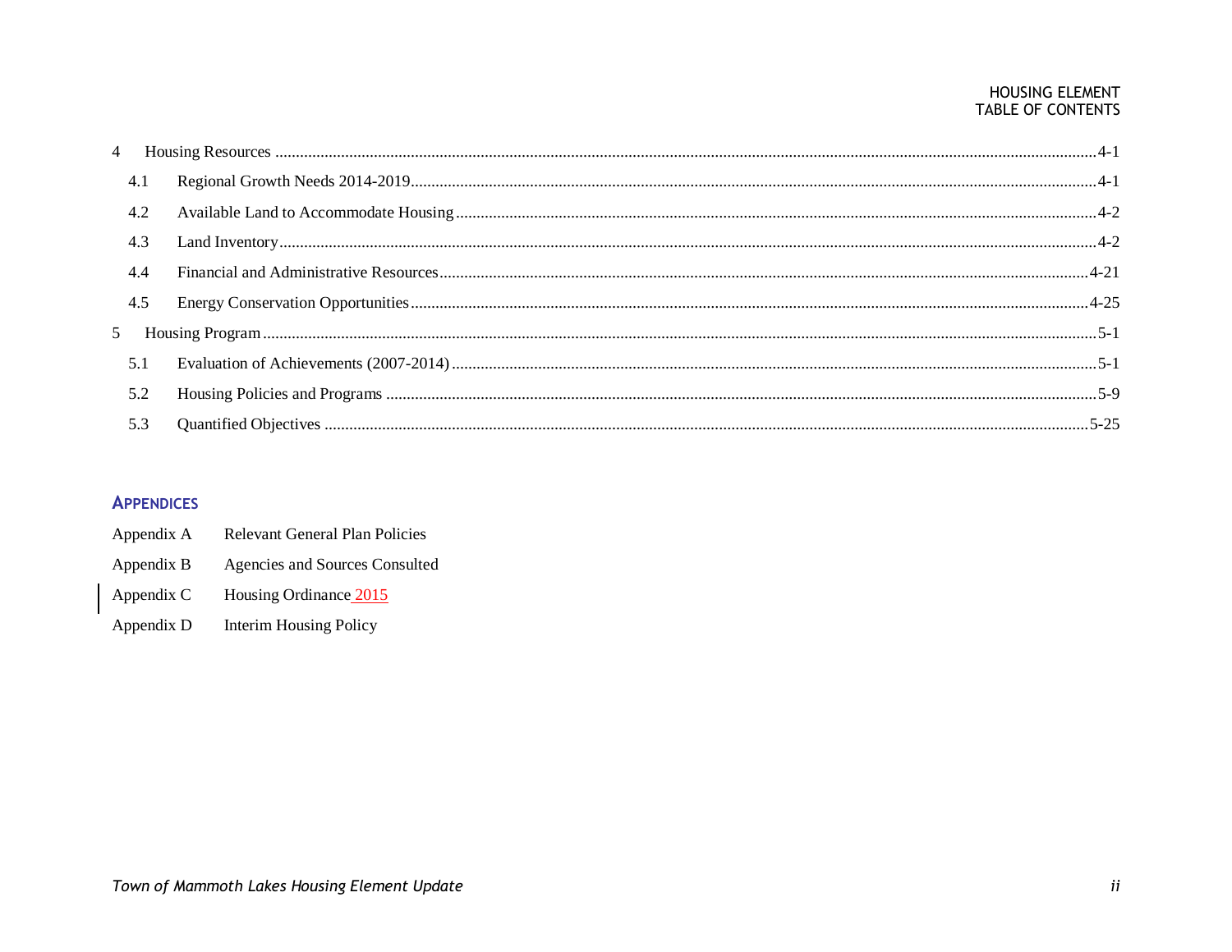| | | |
|---|---|---|
| 4 | Housing Resources | 4-1 |
| 4.1 | Regional Growth Needs 2014-2019 | 4-1 |
| 4.2 | Available Land to Accommodate Housing | 4-2 |
| 4.3 | Land Inventory | 4-2 |
| 4.4 | Financial and Administrative Resources | 4-21 |
| 4.5 | Energy Conservation Opportunities | 4-25 |
| 5 | Housing Program | 5-1 |
| 5.1 | Evaluation of Achievements (2007-2014) | 5-1 |
| 5.2 | Housing Policies and Programs | 5-9 |
| 5.3 | Quantified Objectives | 5-25 |

## APPENDICES

Appendix A Relevant General Plan Policies

Appendix B Agencies and Sources Consulted

Appendix C Housing Ordinance 2015

Appendix D Interim Housing Policy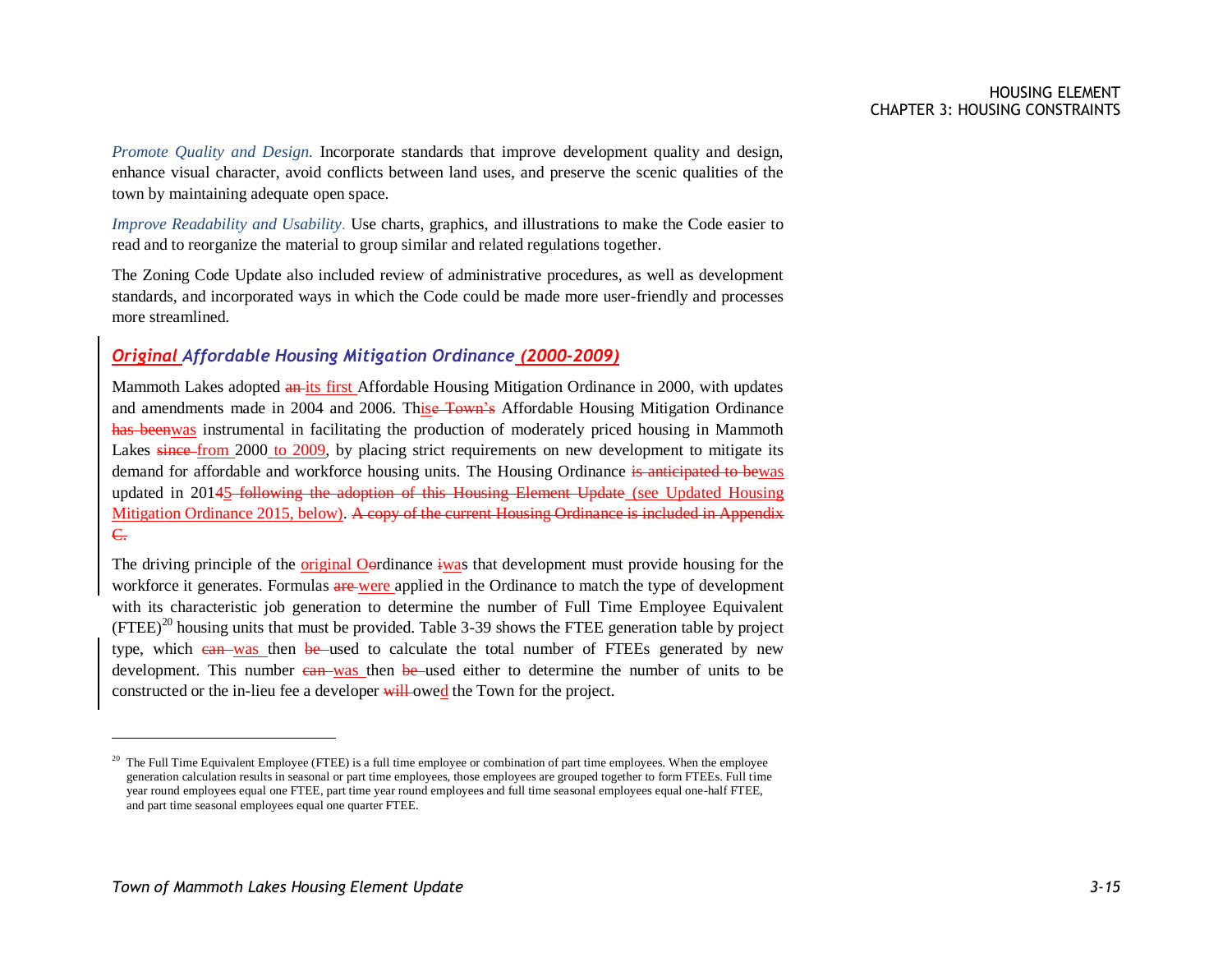*Promote Quality and Design.* Incorporate standards that improve development quality and design, enhance visual character, avoid conflicts between land uses, and preserve the scenic qualities of the town by maintaining adequate open space.

*Improve Readability and Usability.* Use charts, graphics, and illustrations to make the Code easier to read and to reorganize the material to group similar and related regulations together.

The Zoning Code Update also included review of administrative procedures, as well as development standards, and incorporated ways in which the Code could be made more user-friendly and processes more streamlined.

### Original Affordable Housing Mitigation Ordinance (2000-2009)

Mammoth Lakes adopted ~~an~~ its first Affordable Housing Mitigation Ordinance in 2000, with updates and amendments made in 2004 and 2006. This~~e Town's~~ Affordable Housing Mitigation Ordinance ~~has been~~was instrumental in facilitating the production of moderately priced housing in Mammoth Lakes ~~since~~ from 2000 to 2009, by placing strict requirements on new development to mitigate its demand for affordable and workforce housing units. The Housing Ordinance ~~is anticipated to be~~was updated in 201~~4~~5 ~~following the adoption of this Housing Element Update~~ (see Updated Housing Mitigation Ordinance 2015, below). ~~A copy of the current Housing Ordinance is included in Appendix C.~~

The driving principle of the original O~~o~~rdinance ~~i~~was that development must provide housing for the workforce it generates. Formulas ~~are~~ were applied in the Ordinance to match the type of development with its characteristic job generation to determine the number of Full Time Employee Equivalent (FTEE)[20] housing units that must be provided. Table 3-39 shows the FTEE generation table by project type, which ~~can~~ was then ~~be~~ used to calculate the total number of FTEEs generated by new development. This number ~~can~~ was then ~~be~~ used either to determine the number of units to be constructed or the in-lieu fee a developer ~~will~~ owed the Town for the project.

---

[20] The Full Time Equivalent Employee (FTEE) is a full time employee or combination of part time employees. When the employee generation calculation results in seasonal or part time employees, those employees are grouped together to form FTEEs. Full time year round employees equal one FTEE, part time year round employees and full time seasonal employees equal one-half FTEE, and part time seasonal employees equal one quarter FTEE.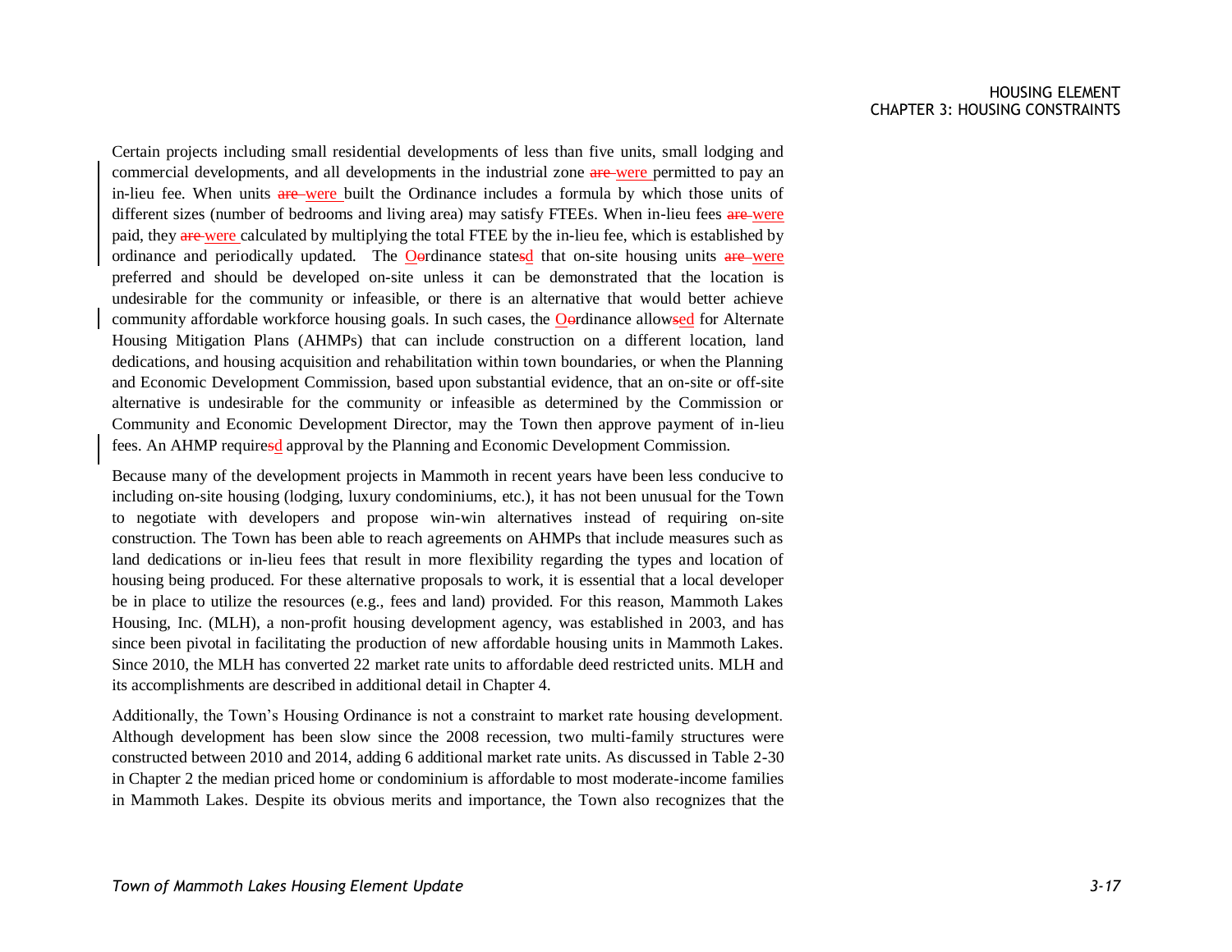Certain projects including small residential developments of less than five units, small lodging and commercial developments, and all developments in the industrial zone ~~are~~ were permitted to pay an in-lieu fee. When units ~~are~~ were built the Ordinance includes a formula by which those units of different sizes (number of bedrooms and living area) may satisfy FTEEs. When in-lieu fees ~~are~~ were paid, they ~~are~~ were calculated by multiplying the total FTEE by the in-lieu fee, which is established by ordinance and periodically updated. The O~~o~~rdinance state~~s~~d that on-site housing units ~~are~~ were preferred and should be developed on-site unless it can be demonstrated that the location is undesirable for the community or infeasible, or there is an alternative that would better achieve community affordable workforce housing goals. In such cases, the O~~o~~rdinance allow~~s~~ed for Alternate Housing Mitigation Plans (AHMPs) that can include construction on a different location, land dedications, and housing acquisition and rehabilitation within town boundaries, or when the Planning and Economic Development Commission, based upon substantial evidence, that an on-site or off-site alternative is undesirable for the community or infeasible as determined by the Commission or Community and Economic Development Director, may the Town then approve payment of in-lieu fees. An AHMP require~~s~~d approval by the Planning and Economic Development Commission.

Because many of the development projects in Mammoth in recent years have been less conducive to including on-site housing (lodging, luxury condominiums, etc.), it has not been unusual for the Town to negotiate with developers and propose win-win alternatives instead of requiring on-site construction. The Town has been able to reach agreements on AHMPs that include measures such as land dedications or in-lieu fees that result in more flexibility regarding the types and location of housing being produced. For these alternative proposals to work, it is essential that a local developer be in place to utilize the resources (e.g., fees and land) provided. For this reason, Mammoth Lakes Housing, Inc. (MLH), a non-profit housing development agency, was established in 2003, and has since been pivotal in facilitating the production of new affordable housing units in Mammoth Lakes. Since 2010, the MLH has converted 22 market rate units to affordable deed restricted units. MLH and its accomplishments are described in additional detail in Chapter 4.

Additionally, the Town's Housing Ordinance is not a constraint to market rate housing development. Although development has been slow since the 2008 recession, two multi-family structures were constructed between 2010 and 2014, adding 6 additional market rate units. As discussed in Table 2-30 in Chapter 2 the median priced home or condominium is affordable to most moderate-income families in Mammoth Lakes. Despite its obvious merits and importance, the Town also recognizes that the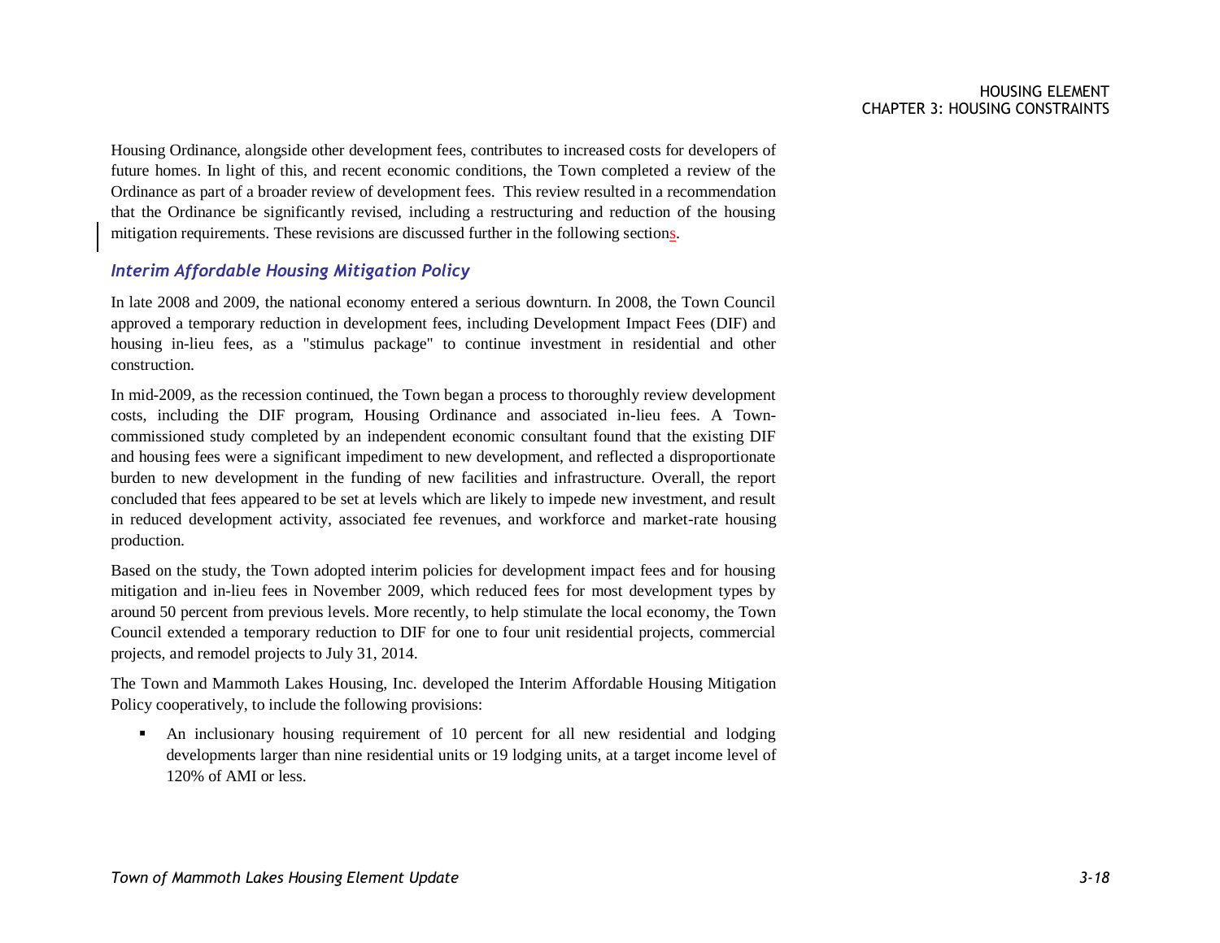Housing Ordinance, alongside other development fees, contributes to increased costs for developers of future homes. In light of this, and recent economic conditions, the Town completed a review of the Ordinance as part of a broader review of development fees. This review resulted in a recommendation that the Ordinance be significantly revised, including a restructuring and reduction of the housing mitigation requirements. These revisions are discussed further in the following sections.

### *Interim Affordable Housing Mitigation Policy*

In late 2008 and 2009, the national economy entered a serious downturn. In 2008, the Town Council approved a temporary reduction in development fees, including Development Impact Fees (DIF) and housing in-lieu fees, as a "stimulus package" to continue investment in residential and other construction.

In mid-2009, as the recession continued, the Town began a process to thoroughly review development costs, including the DIF program, Housing Ordinance and associated in-lieu fees. A Town-commissioned study completed by an independent economic consultant found that the existing DIF and housing fees were a significant impediment to new development, and reflected a disproportionate burden to new development in the funding of new facilities and infrastructure. Overall, the report concluded that fees appeared to be set at levels which are likely to impede new investment, and result in reduced development activity, associated fee revenues, and workforce and market-rate housing production.

Based on the study, the Town adopted interim policies for development impact fees and for housing mitigation and in-lieu fees in November 2009, which reduced fees for most development types by around 50 percent from previous levels. More recently, to help stimulate the local economy, the Town Council extended a temporary reduction to DIF for one to four unit residential projects, commercial projects, and remodel projects to July 31, 2014.

The Town and Mammoth Lakes Housing, Inc. developed the Interim Affordable Housing Mitigation Policy cooperatively, to include the following provisions:

- An inclusionary housing requirement of 10 percent for all new residential and lodging developments larger than nine residential units or 19 lodging units, at a target income level of 120% of AMI or less.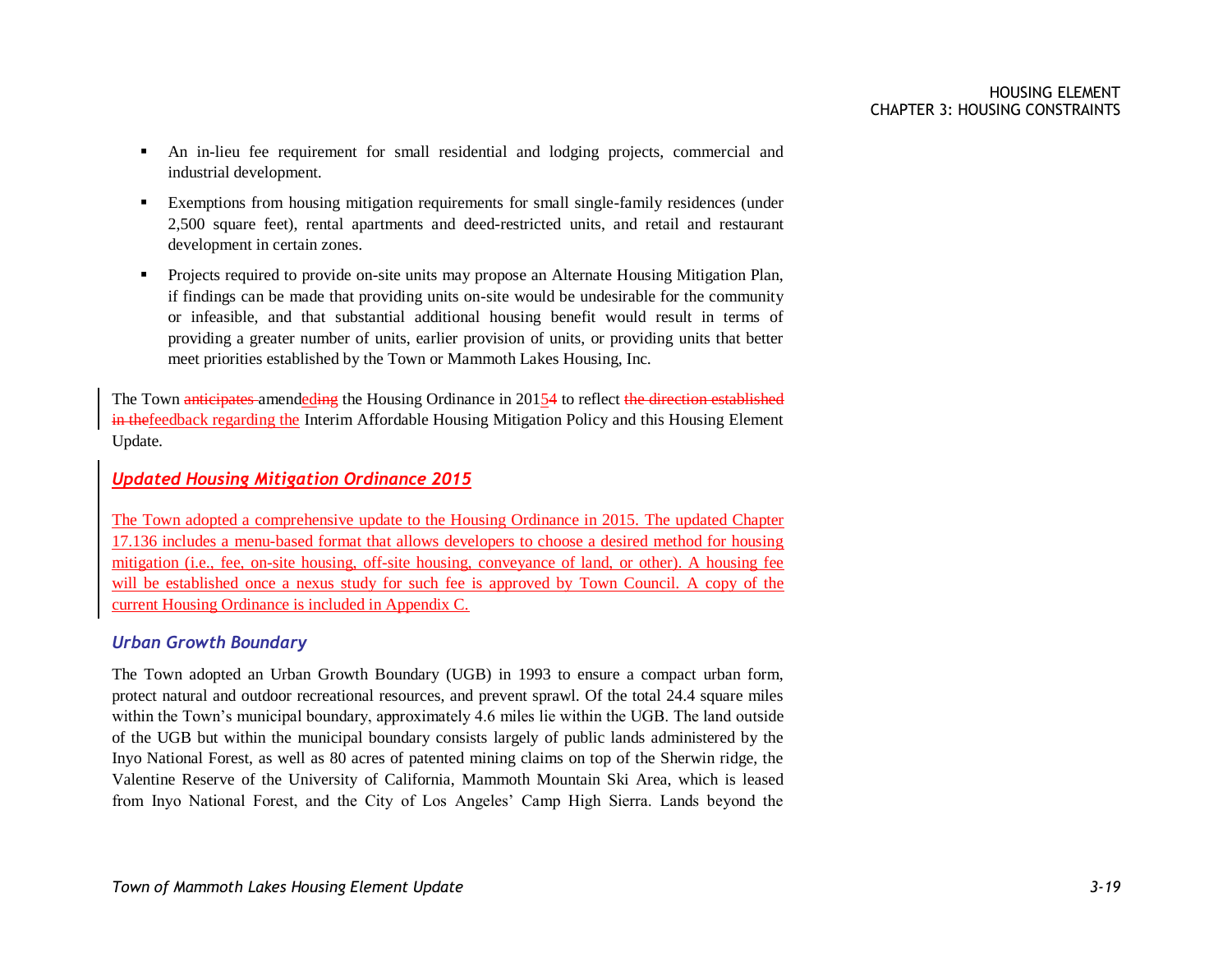- An in-lieu fee requirement for small residential and lodging projects, commercial and industrial development.
- Exemptions from housing mitigation requirements for small single-family residences (under 2,500 square feet), rental apartments and deed-restricted units, and retail and restaurant development in certain zones.
- Projects required to provide on-site units may propose an Alternate Housing Mitigation Plan, if findings can be made that providing units on-site would be undesirable for the community or infeasible, and that substantial additional housing benefit would result in terms of providing a greater number of units, earlier provision of units, or providing units that better meet priorities established by the Town or Mammoth Lakes Housing, Inc.

The Town ~~anticipates~~ amended~~ing~~ the Housing Ordinance in 2015~~4~~ to reflect ~~the direction established in the~~feedback regarding the Interim Affordable Housing Mitigation Policy and this Housing Element Update.

### *Updated Housing Mitigation Ordinance 2015*

The Town adopted a comprehensive update to the Housing Ordinance in 2015. The updated Chapter 17.136 includes a menu-based format that allows developers to choose a desired method for housing mitigation (i.e., fee, on-site housing, off-site housing, conveyance of land, or other). A housing fee will be established once a nexus study for such fee is approved by Town Council. A copy of the current Housing Ordinance is included in Appendix C.

### *Urban Growth Boundary*

The Town adopted an Urban Growth Boundary (UGB) in 1993 to ensure a compact urban form, protect natural and outdoor recreational resources, and prevent sprawl. Of the total 24.4 square miles within the Town's municipal boundary, approximately 4.6 miles lie within the UGB. The land outside of the UGB but within the municipal boundary consists largely of public lands administered by the Inyo National Forest, as well as 80 acres of patented mining claims on top of the Sherwin ridge, the Valentine Reserve of the University of California, Mammoth Mountain Ski Area, which is leased from Inyo National Forest, and the City of Los Angeles' Camp High Sierra. Lands beyond the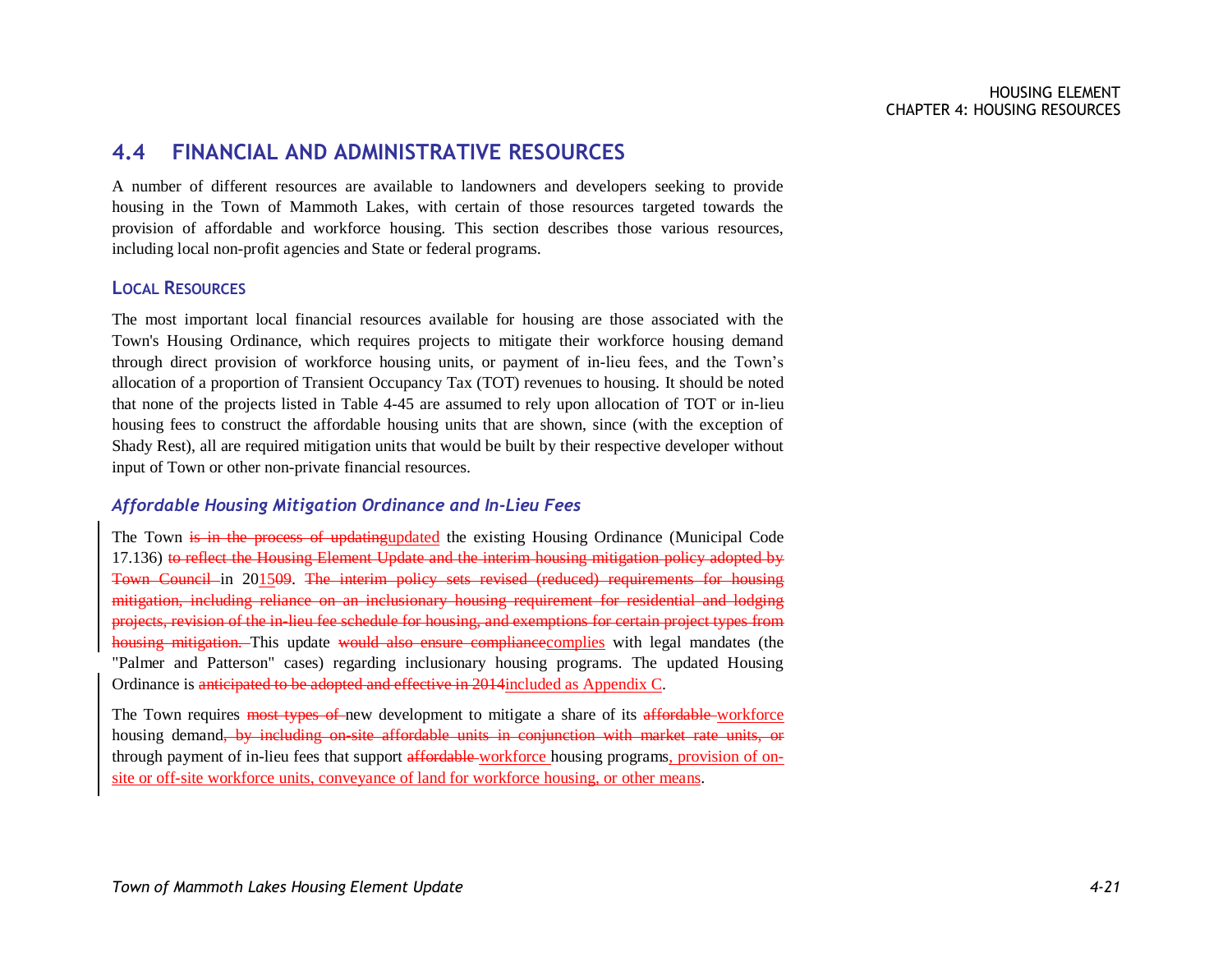## 4.4 FINANCIAL AND ADMINISTRATIVE RESOURCES

A number of different resources are available to landowners and developers seeking to provide housing in the Town of Mammoth Lakes, with certain of those resources targeted towards the provision of affordable and workforce housing. This section describes those various resources, including local non-profit agencies and State or federal programs.

### LOCAL RESOURCES

The most important local financial resources available for housing are those associated with the Town's Housing Ordinance, which requires projects to mitigate their workforce housing demand through direct provision of workforce housing units, or payment of in-lieu fees, and the Town's allocation of a proportion of Transient Occupancy Tax (TOT) revenues to housing. It should be noted that none of the projects listed in Table 4-45 are assumed to rely upon allocation of TOT or in-lieu housing fees to construct the affordable housing units that are shown, since (with the exception of Shady Rest), all are required mitigation units that would be built by their respective developer without input of Town or other non-private financial resources.

#### *Affordable Housing Mitigation Ordinance and In-Lieu Fees*

The Town ~~is in the process of updating~~<u>updated</u> the existing Housing Ordinance (Municipal Code 17.136) ~~to reflect the Housing Element Update and the interim housing mitigation policy adopted by Town Council~~ in 20<u>15</u>~~09~~. ~~The interim policy sets revised (reduced) requirements for housing mitigation, including reliance on an inclusionary housing requirement for residential and lodging projects, revision of the in-lieu fee schedule for housing, and exemptions for certain project types from housing mitigation.~~ This update ~~would also ensure compliance~~<u>complies</u> with legal mandates (the "Palmer and Patterson" cases) regarding inclusionary housing programs. The updated Housing Ordinance is ~~anticipated to be adopted and effective in 2014~~<u>included as Appendix C</u>.

The Town requires ~~most types of~~ new development to mitigate a share of its ~~affordable~~ <u>workforce</u> housing demand~~, by including on-site affordable units in conjunction with market rate units, or~~ through payment of in-lieu fees that support ~~affordable~~ <u>workforce</u> housing programs<u>, provision of on-site or off-site workforce units, conveyance of land for workforce housing, or other means</u>.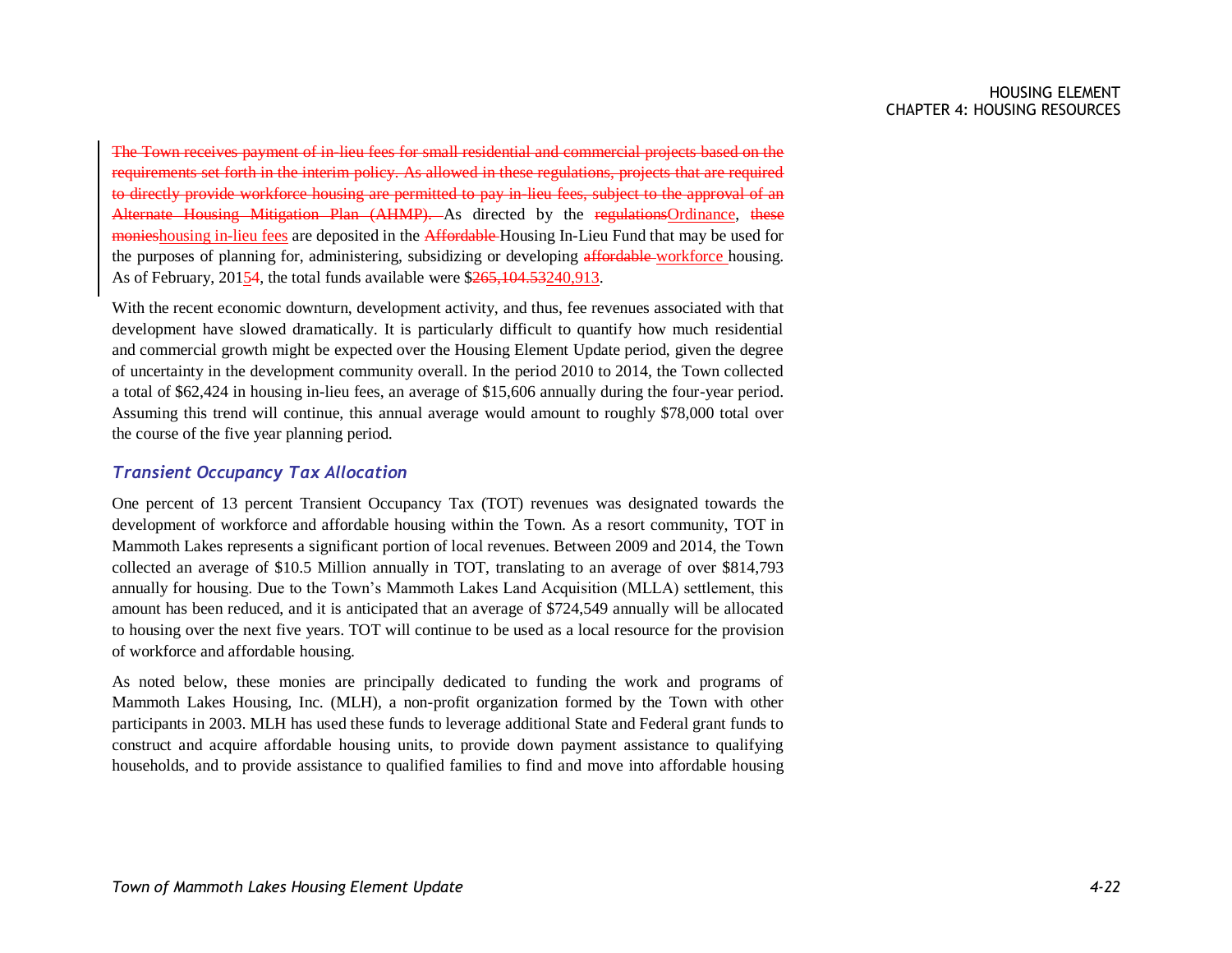~~The Town receives payment of in-lieu fees for small residential and commercial projects based on the requirements set forth in the interim policy. As allowed in these regulations, projects that are required to directly provide workforce housing are permitted to pay in-lieu fees, subject to the approval of an Alternate Housing Mitigation Plan (AHMP).~~ As directed by the ~~regulations~~Ordinance, ~~these monies~~housing in-lieu fees are deposited in the ~~Affordable~~ Housing In-Lieu Fund that may be used for the purposes of planning for, administering, subsidizing or developing ~~affordable~~ workforce housing. As of February, 2015~~4~~, the total funds available were $~~265,104.53~~240,913.

With the recent economic downturn, development activity, and thus, fee revenues associated with that development have slowed dramatically. It is particularly difficult to quantify how much residential and commercial growth might be expected over the Housing Element Update period, given the degree of uncertainty in the development community overall. In the period 2010 to 2014, the Town collected a total of $62,424 in housing in-lieu fees, an average of $15,606 annually during the four-year period. Assuming this trend will continue, this annual average would amount to roughly $78,000 total over the course of the five year planning period.

### *Transient Occupancy Tax Allocation*

One percent of 13 percent Transient Occupancy Tax (TOT) revenues was designated towards the development of workforce and affordable housing within the Town. As a resort community, TOT in Mammoth Lakes represents a significant portion of local revenues. Between 2009 and 2014, the Town collected an average of $10.5 Million annually in TOT, translating to an average of over $814,793 annually for housing. Due to the Town's Mammoth Lakes Land Acquisition (MLLA) settlement, this amount has been reduced, and it is anticipated that an average of $724,549 annually will be allocated to housing over the next five years. TOT will continue to be used as a local resource for the provision of workforce and affordable housing.

As noted below, these monies are principally dedicated to funding the work and programs of Mammoth Lakes Housing, Inc. (MLH), a non-profit organization formed by the Town with other participants in 2003. MLH has used these funds to leverage additional State and Federal grant funds to construct and acquire affordable housing units, to provide down payment assistance to qualifying households, and to provide assistance to qualified families to find and move into affordable housing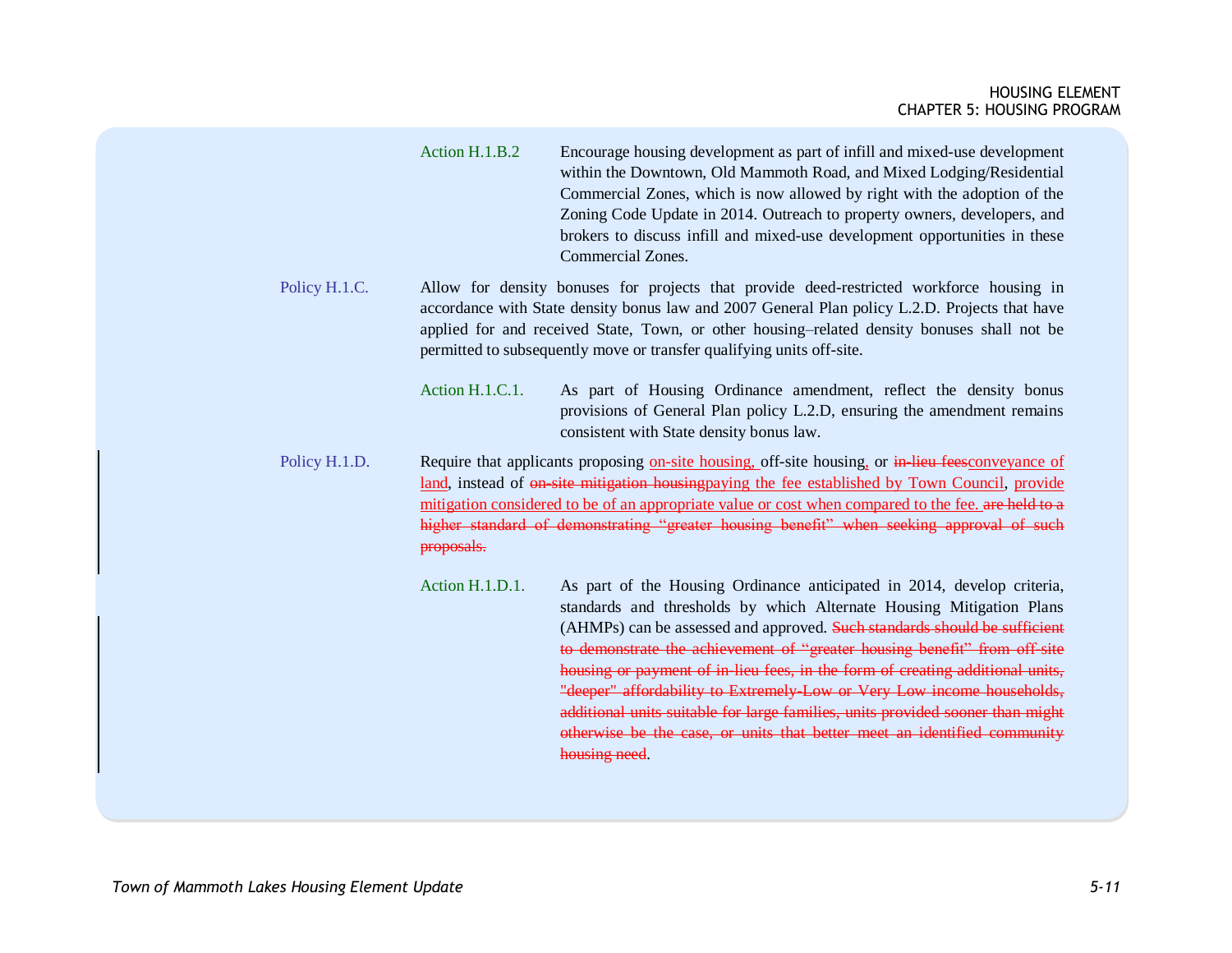Action H.1.B.2 Encourage housing development as part of infill and mixed-use development within the Downtown, Old Mammoth Road, and Mixed Lodging/Residential Commercial Zones, which is now allowed by right with the adoption of the Zoning Code Update in 2014. Outreach to property owners, developers, and brokers to discuss infill and mixed-use development opportunities in these Commercial Zones.

Policy H.1.C. Allow for density bonuses for projects that provide deed-restricted workforce housing in accordance with State density bonus law and 2007 General Plan policy L.2.D. Projects that have applied for and received State, Town, or other housing–related density bonuses shall not be permitted to subsequently move or transfer qualifying units off-site.

Action H.1.C.1. As part of Housing Ordinance amendment, reflect the density bonus provisions of General Plan policy L.2.D, ensuring the amendment remains consistent with State density bonus law.

Policy H.1.D. Require that applicants proposing <ins>on-site housing,</ins> off-site housing<ins>,</ins> or ~~in-lieu fees~~<ins>conveyance of land</ins>, instead of ~~on-site mitigation housing~~<ins>paying the fee established by Town Council</ins>, <ins>provide mitigation considered to be of an appropriate value or cost when compared to the fee.</ins> ~~are held to a higher standard of demonstrating "greater housing benefit" when seeking approval of such proposals.~~

Action H.1.D.1. As part of the Housing Ordinance anticipated in 2014, develop criteria, standards and thresholds by which Alternate Housing Mitigation Plans (AHMPs) can be assessed and approved. ~~Such standards should be sufficient to demonstrate the achievement of "greater housing benefit" from off-site housing or payment of in-lieu fees, in the form of creating additional units, "deeper" affordability to Extremely-Low or Very Low income households, additional units suitable for large families, units provided sooner than might otherwise be the case, or units that better meet an identified community housing need~~.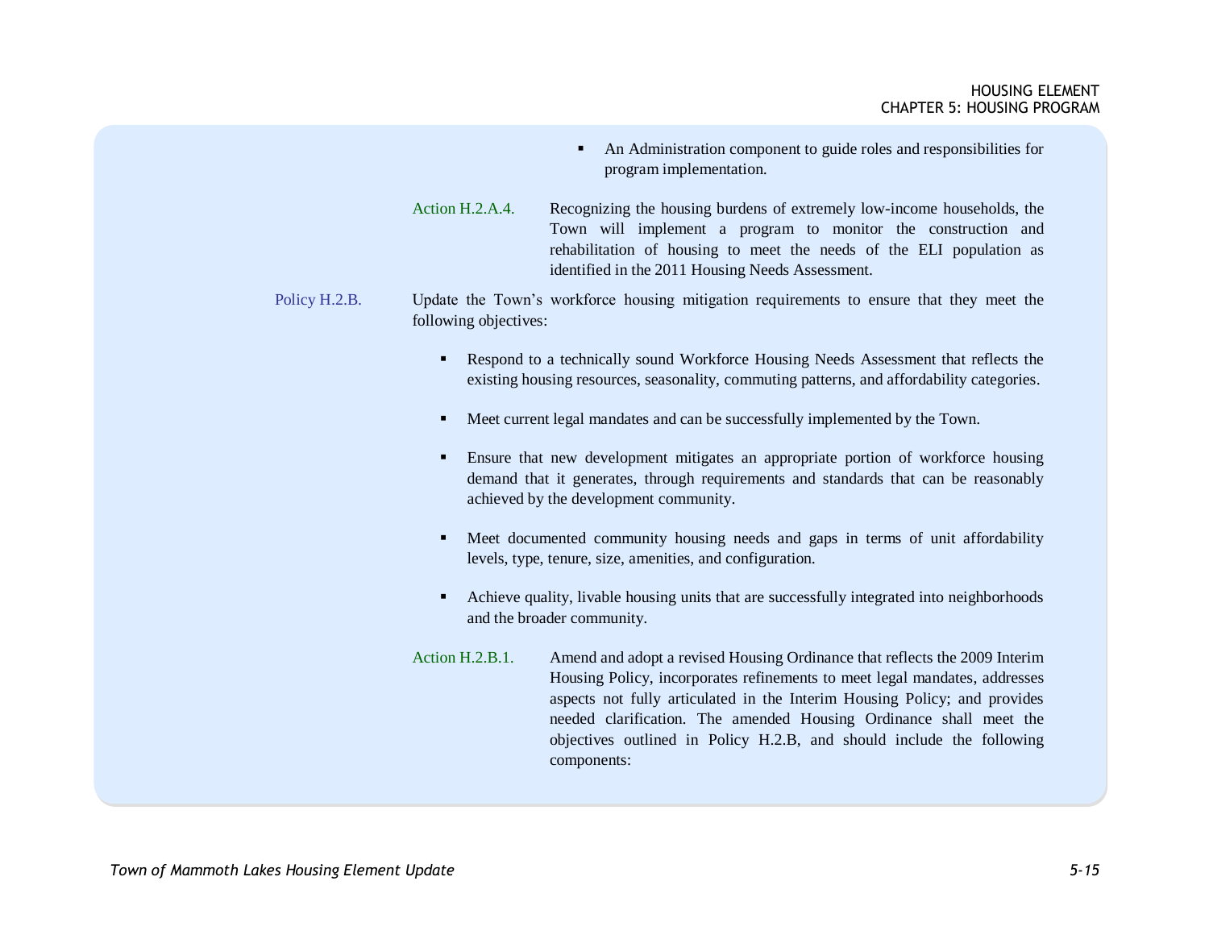- An Administration component to guide roles and responsibilities for program implementation.

Action H.2.A.4. Recognizing the housing burdens of extremely low-income households, the Town will implement a program to monitor the construction and rehabilitation of housing to meet the needs of the ELI population as identified in the 2011 Housing Needs Assessment.

Policy H.2.B. Update the Town's workforce housing mitigation requirements to ensure that they meet the following objectives:

- Respond to a technically sound Workforce Housing Needs Assessment that reflects the existing housing resources, seasonality, commuting patterns, and affordability categories.
- Meet current legal mandates and can be successfully implemented by the Town.
- Ensure that new development mitigates an appropriate portion of workforce housing demand that it generates, through requirements and standards that can be reasonably achieved by the development community.
- Meet documented community housing needs and gaps in terms of unit affordability levels, type, tenure, size, amenities, and configuration.
- Achieve quality, livable housing units that are successfully integrated into neighborhoods and the broader community.

Action H.2.B.1. Amend and adopt a revised Housing Ordinance that reflects the 2009 Interim Housing Policy, incorporates refinements to meet legal mandates, addresses aspects not fully articulated in the Interim Housing Policy; and provides needed clarification. The amended Housing Ordinance shall meet the objectives outlined in Policy H.2.B, and should include the following components: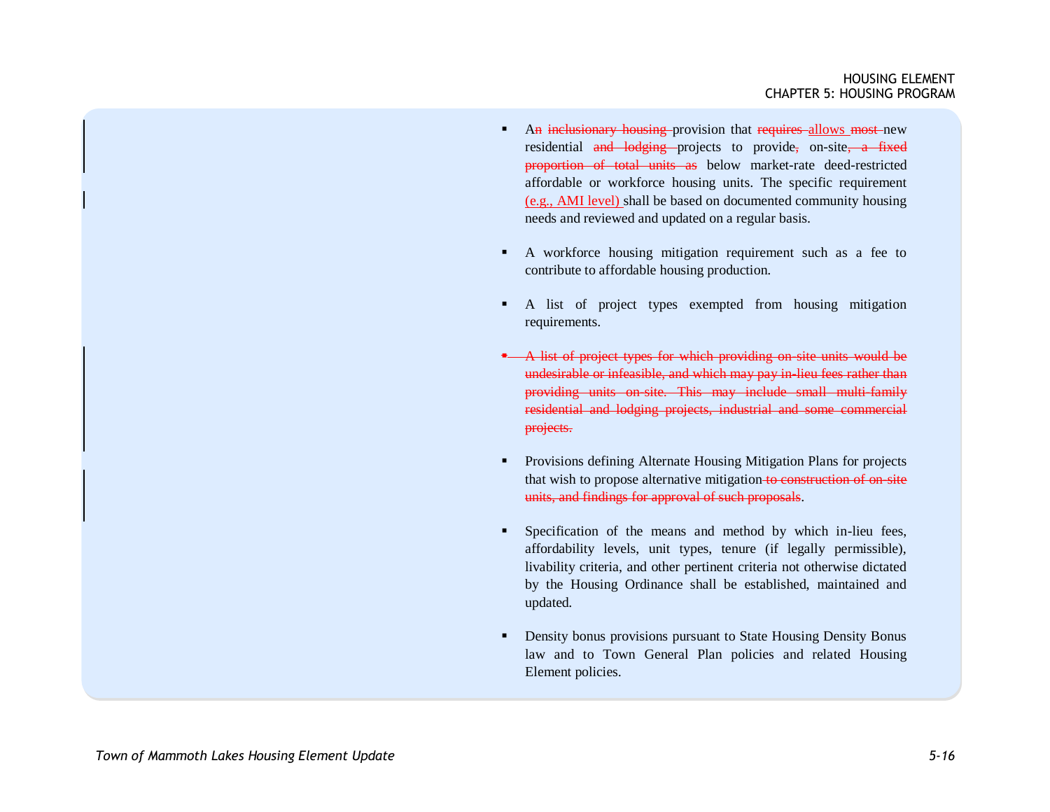- A~~n~~ ~~inclusionary housing~~ provision that ~~requires~~ allows ~~most~~ new residential ~~and lodging~~ projects to provide~~,~~ on-site~~, a fixed proportion of total units as~~ below market-rate deed-restricted affordable or workforce housing units. The specific requirement (e.g., AMI level) shall be based on documented community housing needs and reviewed and updated on a regular basis.

- A workforce housing mitigation requirement such as a fee to contribute to affordable housing production.

- A list of project types exempted from housing mitigation requirements.

- ~~A list of project types for which providing on-site units would be undesirable or infeasible, and which may pay in-lieu fees rather than providing units on-site. This may include small multi-family residential and lodging projects, industrial and some commercial projects.~~

- Provisions defining Alternate Housing Mitigation Plans for projects that wish to propose alternative mitigation~~ to construction of on-site units, and findings for approval of such proposals~~.

- Specification of the means and method by which in-lieu fees, affordability levels, unit types, tenure (if legally permissible), livability criteria, and other pertinent criteria not otherwise dictated by the Housing Ordinance shall be established, maintained and updated.

- Density bonus provisions pursuant to State Housing Density Bonus law and to Town General Plan policies and related Housing Element policies.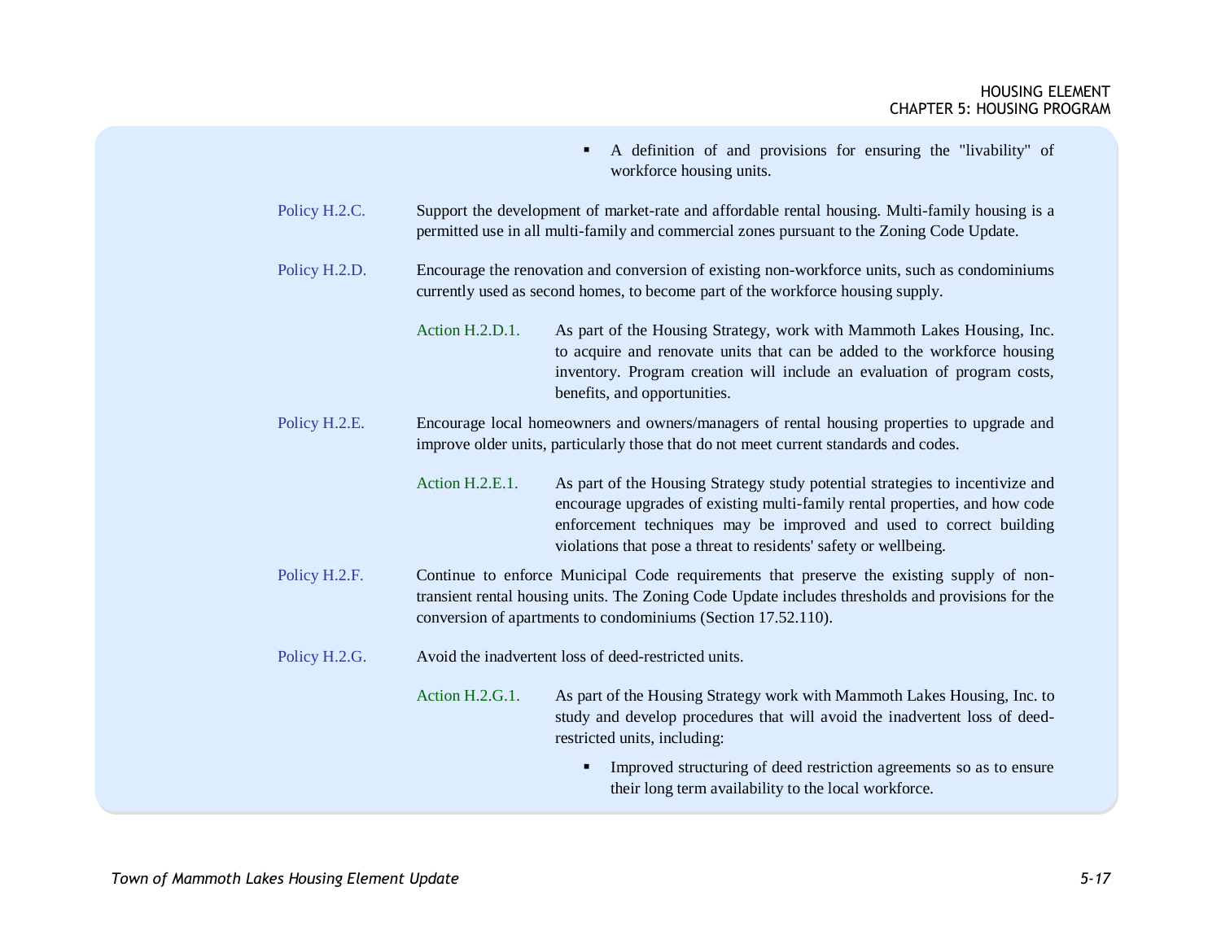- A definition of and provisions for ensuring the "livability" of workforce housing units.

**Policy H.2.C.** Support the development of market-rate and affordable rental housing. Multi-family housing is a permitted use in all multi-family and commercial zones pursuant to the Zoning Code Update.

**Policy H.2.D.** Encourage the renovation and conversion of existing non-workforce units, such as condominiums currently used as second homes, to become part of the workforce housing supply.

> **Action H.2.D.1.** As part of the Housing Strategy, work with Mammoth Lakes Housing, Inc. to acquire and renovate units that can be added to the workforce housing inventory. Program creation will include an evaluation of program costs, benefits, and opportunities.

**Policy H.2.E.** Encourage local homeowners and owners/managers of rental housing properties to upgrade and improve older units, particularly those that do not meet current standards and codes.

> **Action H.2.E.1.** As part of the Housing Strategy study potential strategies to incentivize and encourage upgrades of existing multi-family rental properties, and how code enforcement techniques may be improved and used to correct building violations that pose a threat to residents' safety or wellbeing.

**Policy H.2.F.** Continue to enforce Municipal Code requirements that preserve the existing supply of non-transient rental housing units. The Zoning Code Update includes thresholds and provisions for the conversion of apartments to condominiums (Section 17.52.110).

**Policy H.2.G.** Avoid the inadvertent loss of deed-restricted units.

> **Action H.2.G.1.** As part of the Housing Strategy work with Mammoth Lakes Housing, Inc. to study and develop procedures that will avoid the inadvertent loss of deed-restricted units, including:
>
> - Improved structuring of deed restriction agreements so as to ensure their long term availability to the local workforce.